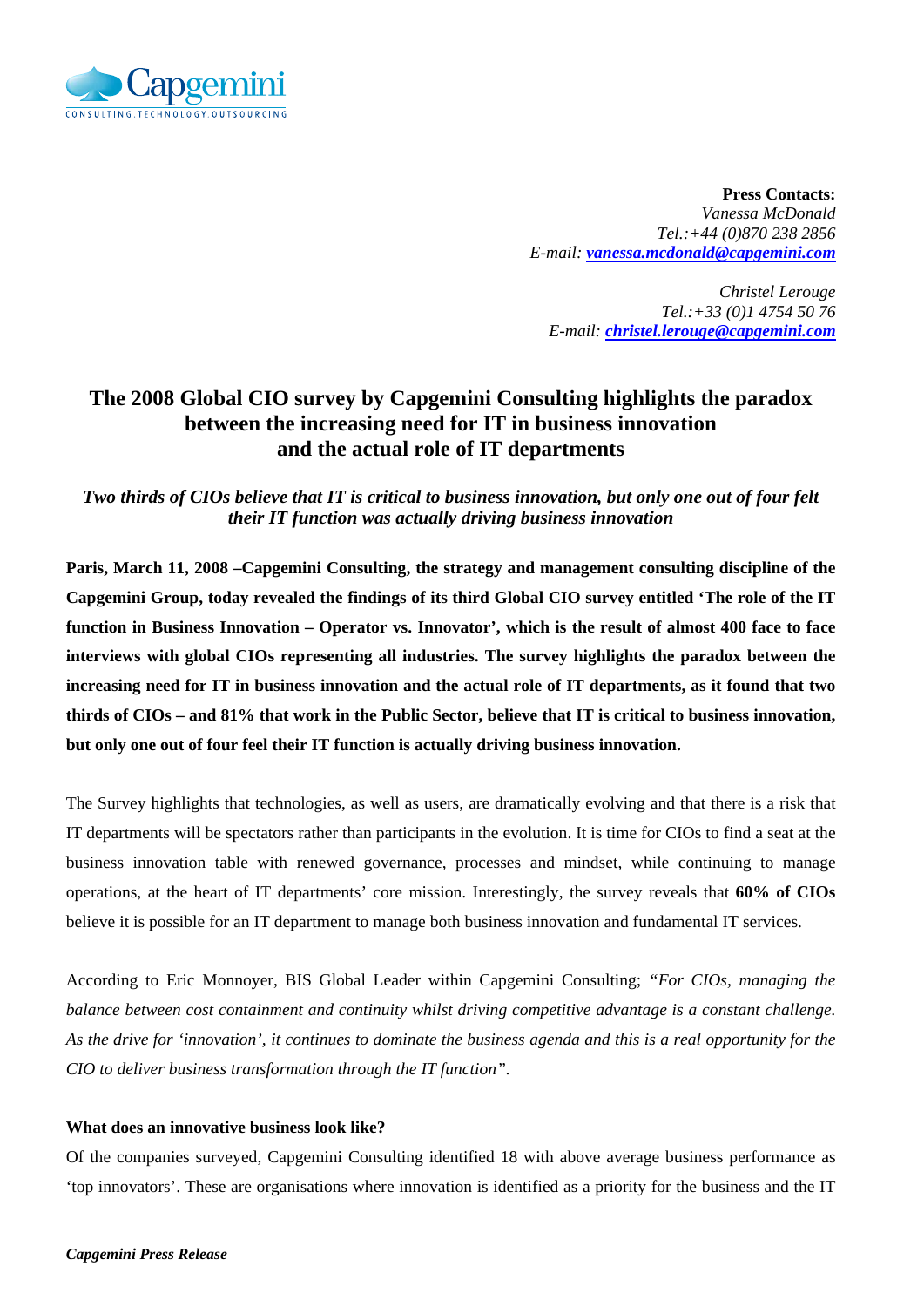**Press Contacts:**
*Vanessa McDonald*
*Tel.:+44 (0)870 238 2856*
*E-mail: [vanessa.mcdonald@capgemini.com](mailto:vanessa.mcdonald@capgemini.com)*

*Christel Lerouge*
*Tel.:+33 (0)1 4754 50 76*
*E-mail: [christel.lerouge@capgemini.com](mailto:christel.lerouge@capgemini.com)*

# The 2008 Global CIO survey by Capgemini Consulting highlights the paradox between the increasing need for IT in business innovation and the actual role of IT departments

***Two thirds of CIOs believe that IT is critical to business innovation, but only one out of four felt their IT function was actually driving business innovation***

**Paris, March 11, 2008 –Capgemini Consulting, the strategy and management consulting discipline of the Capgemini Group, today revealed the findings of its third Global CIO survey entitled 'The role of the IT function in Business Innovation – Operator vs. Innovator', which is the result of almost 400 face to face interviews with global CIOs representing all industries. The survey highlights the paradox between the increasing need for IT in business innovation and the actual role of IT departments, as it found that two thirds of CIOs – and 81% that work in the Public Sector, believe that IT is critical to business innovation, but only one out of four feel their IT function is actually driving business innovation.**

The Survey highlights that technologies, as well as users, are dramatically evolving and that there is a risk that IT departments will be spectators rather than participants in the evolution. It is time for CIOs to find a seat at the business innovation table with renewed governance, processes and mindset, while continuing to manage operations, at the heart of IT departments' core mission. Interestingly, the survey reveals that **60% of CIOs** believe it is possible for an IT department to manage both business innovation and fundamental IT services.

According to Eric Monnoyer, BIS Global Leader within Capgemini Consulting; *"For CIOs, managing the balance between cost containment and continuity whilst driving competitive advantage is a constant challenge. As the drive for 'innovation', it continues to dominate the business agenda and this is a real opportunity for the CIO to deliver business transformation through the IT function"*.

**What does an innovative business look like?**

Of the companies surveyed, Capgemini Consulting identified 18 with above average business performance as 'top innovators'. These are organisations where innovation is identified as a priority for the business and the IT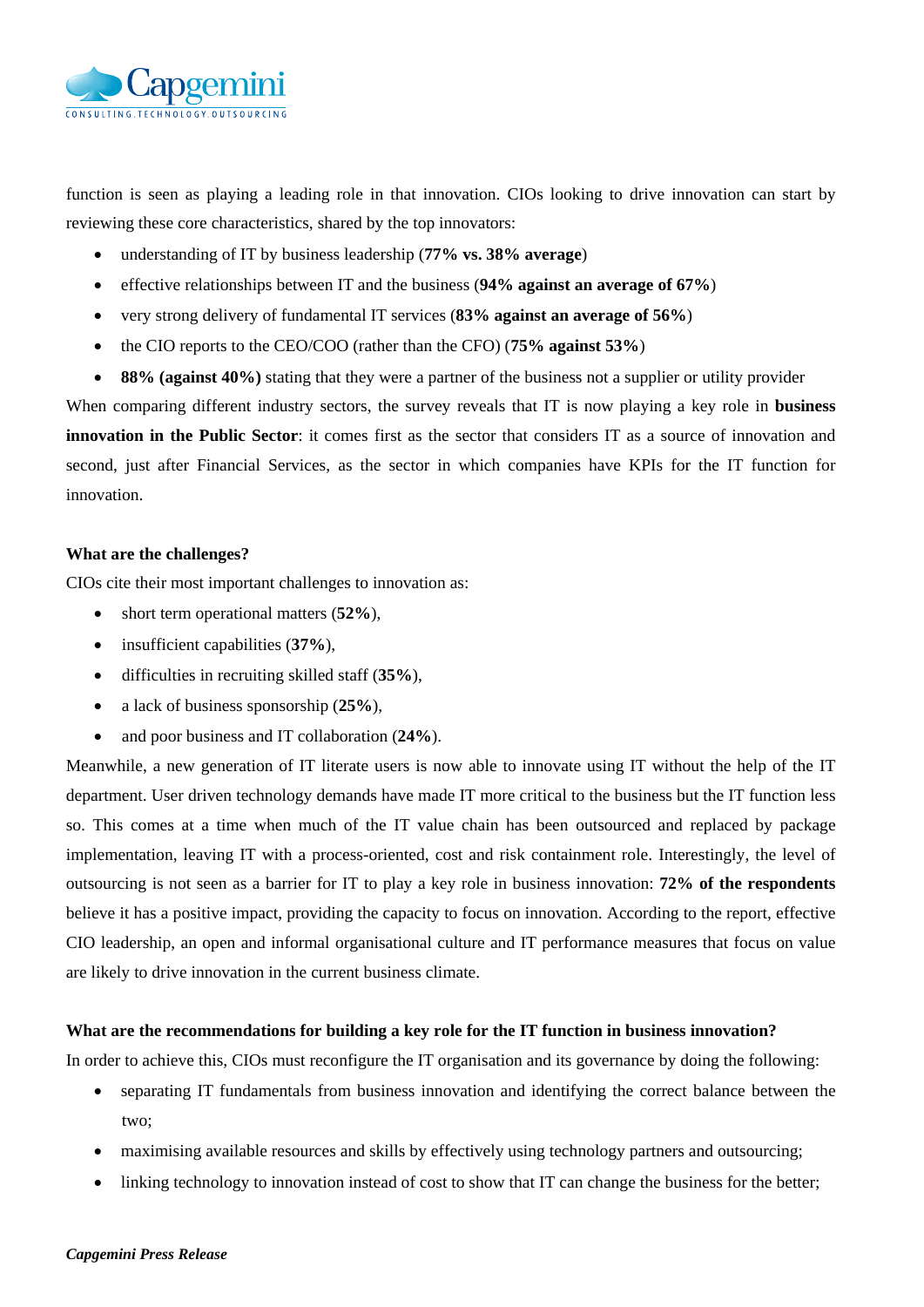function is seen as playing a leading role in that innovation. CIOs looking to drive innovation can start by reviewing these core characteristics, shared by the top innovators:

- understanding of IT by business leadership (**77% vs. 38% average**)
- effective relationships between IT and the business (**94% against an average of 67%**)
- very strong delivery of fundamental IT services (**83% against an average of 56%**)
- the CIO reports to the CEO/COO (rather than the CFO) (**75% against 53%**)
- **88% (against 40%)** stating that they were a partner of the business not a supplier or utility provider

When comparing different industry sectors, the survey reveals that IT is now playing a key role in **business innovation in the Public Sector**: it comes first as the sector that considers IT as a source of innovation and second, just after Financial Services, as the sector in which companies have KPIs for the IT function for innovation.

**What are the challenges?**

CIOs cite their most important challenges to innovation as:

- short term operational matters (**52%**),
- insufficient capabilities (**37%**),
- difficulties in recruiting skilled staff (**35%**),
- a lack of business sponsorship (**25%**),
- and poor business and IT collaboration (**24%**).

Meanwhile, a new generation of IT literate users is now able to innovate using IT without the help of the IT department. User driven technology demands have made IT more critical to the business but the IT function less so. This comes at a time when much of the IT value chain has been outsourced and replaced by package implementation, leaving IT with a process-oriented, cost and risk containment role. Interestingly, the level of outsourcing is not seen as a barrier for IT to play a key role in business innovation: **72% of the respondents** believe it has a positive impact, providing the capacity to focus on innovation. According to the report, effective CIO leadership, an open and informal organisational culture and IT performance measures that focus on value are likely to drive innovation in the current business climate.

**What are the recommendations for building a key role for the IT function in business innovation?**

In order to achieve this, CIOs must reconfigure the IT organisation and its governance by doing the following:

- separating IT fundamentals from business innovation and identifying the correct balance between the two;
- maximising available resources and skills by effectively using technology partners and outsourcing;
- linking technology to innovation instead of cost to show that IT can change the business for the better;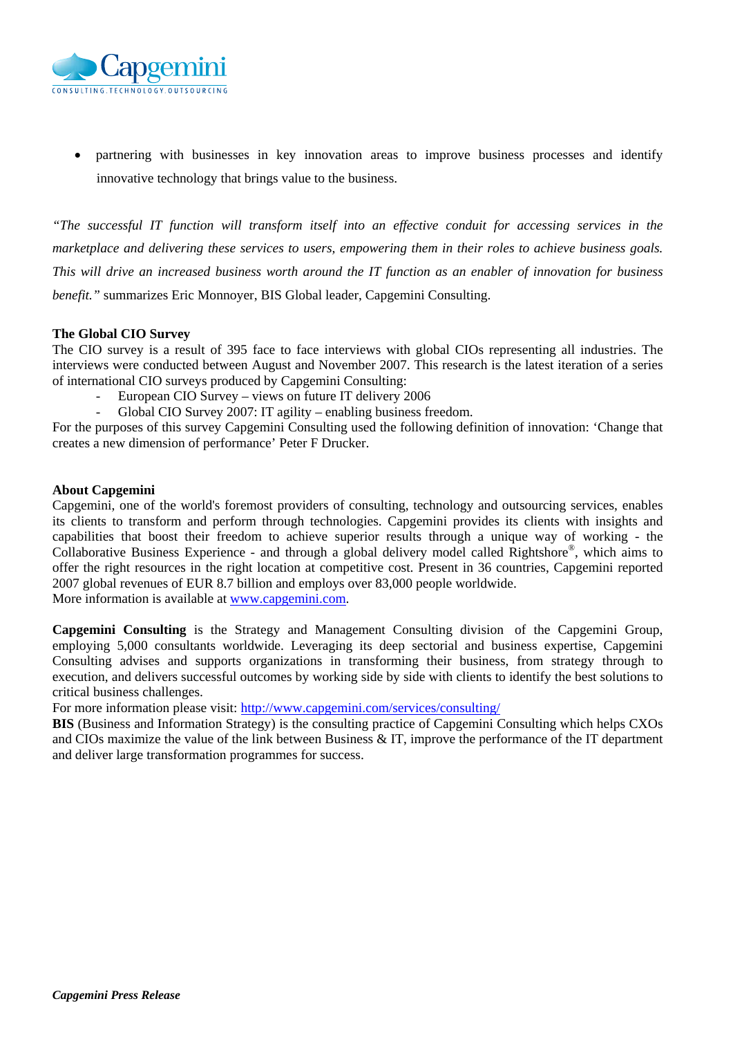- partnering with businesses in key innovation areas to improve business processes and identify innovative technology that brings value to the business.

*"The successful IT function will transform itself into an effective conduit for accessing services in the marketplace and delivering these services to users, empowering them in their roles to achieve business goals. This will drive an increased business worth around the IT function as an enabler of innovation for business benefit."* summarizes Eric Monnoyer, BIS Global leader, Capgemini Consulting.

**The Global CIO Survey**
The CIO survey is a result of 395 face to face interviews with global CIOs representing all industries. The interviews were conducted between August and November 2007. This research is the latest iteration of a series of international CIO surveys produced by Capgemini Consulting:

- European CIO Survey – views on future IT delivery 2006
- Global CIO Survey 2007: IT agility – enabling business freedom.

For the purposes of this survey Capgemini Consulting used the following definition of innovation: 'Change that creates a new dimension of performance' Peter F Drucker.

**About Capgemini**
Capgemini, one of the world's foremost providers of consulting, technology and outsourcing services, enables its clients to transform and perform through technologies. Capgemini provides its clients with insights and capabilities that boost their freedom to achieve superior results through a unique way of working - the Collaborative Business Experience - and through a global delivery model called Rightshore®, which aims to offer the right resources in the right location at competitive cost. Present in 36 countries, Capgemini reported 2007 global revenues of EUR 8.7 billion and employs over 83,000 people worldwide.
More information is available at www.capgemini.com.

**Capgemini Consulting** is the Strategy and Management Consulting division of the Capgemini Group, employing 5,000 consultants worldwide. Leveraging its deep sectorial and business expertise, Capgemini Consulting advises and supports organizations in transforming their business, from strategy through to execution, and delivers successful outcomes by working side by side with clients to identify the best solutions to critical business challenges.
For more information please visit: http://www.capgemini.com/services/consulting/
**BIS** (Business and Information Strategy) is the consulting practice of Capgemini Consulting which helps CXOs and CIOs maximize the value of the link between Business & IT, improve the performance of the IT department and deliver large transformation programmes for success.